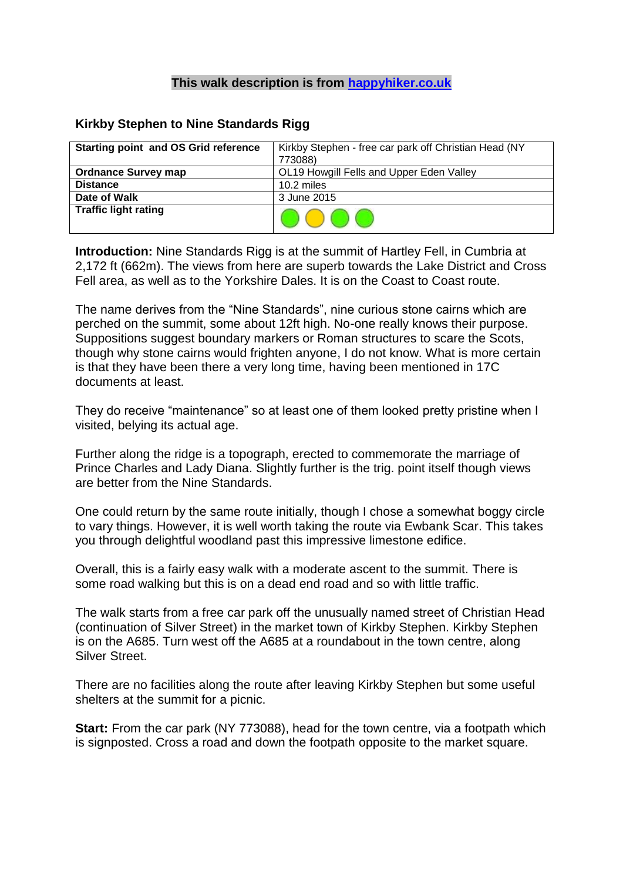**This walk description is from [happyhiker.co.uk](http://happyhiker.co.uk)**

## Kirkby Stephen to Nine Standards Rigg

| **Starting point and OS Grid reference** | Kirkby Stephen - free car park off Christian Head (NY 773088) |
|---|---|
| **Ordnance Survey map** | OL19 Howgill Fells and Upper Eden Valley |
| **Distance** | 10.2 miles |
| **Date of Walk** | 3 June 2015 |
| **Traffic light rating** | 🟢 🟡 🟢 🟢 |

**Introduction:** Nine Standards Rigg is at the summit of Hartley Fell, in Cumbria at 2,172 ft (662m). The views from here are superb towards the Lake District and Cross Fell area, as well as to the Yorkshire Dales. It is on the Coast to Coast route.

The name derives from the "Nine Standards", nine curious stone cairns which are perched on the summit, some about 12ft high. No-one really knows their purpose. Suppositions suggest boundary markers or Roman structures to scare the Scots, though why stone cairns would frighten anyone, I do not know. What is more certain is that they have been there a very long time, having been mentioned in 17C documents at least.

They do receive "maintenance" so at least one of them looked pretty pristine when I visited, belying its actual age.

Further along the ridge is a topograph, erected to commemorate the marriage of Prince Charles and Lady Diana. Slightly further is the trig. point itself though views are better from the Nine Standards.

One could return by the same route initially, though I chose a somewhat boggy circle to vary things. However, it is well worth taking the route via Ewbank Scar. This takes you through delightful woodland past this impressive limestone edifice.

Overall, this is a fairly easy walk with a moderate ascent to the summit. There is some road walking but this is on a dead end road and so with little traffic.

The walk starts from a free car park off the unusually named street of Christian Head (continuation of Silver Street) in the market town of Kirkby Stephen. Kirkby Stephen is on the A685. Turn west off the A685 at a roundabout in the town centre, along Silver Street.

There are no facilities along the route after leaving Kirkby Stephen but some useful shelters at the summit for a picnic.

**Start:** From the car park (NY 773088), head for the town centre, via a footpath which is signposted. Cross a road and down the footpath opposite to the market square.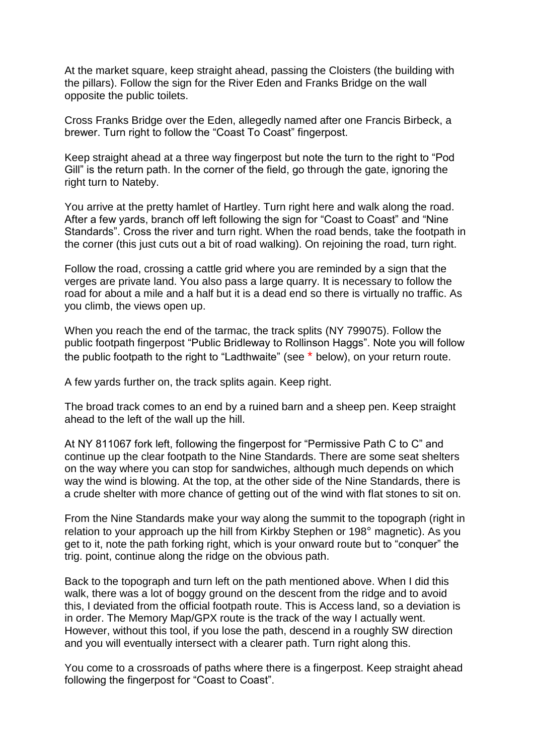At the market square, keep straight ahead, passing the Cloisters (the building with the pillars). Follow the sign for the River Eden and Franks Bridge on the wall opposite the public toilets.

Cross Franks Bridge over the Eden, allegedly named after one Francis Birbeck, a brewer. Turn right to follow the "Coast To Coast" fingerpost.

Keep straight ahead at a three way fingerpost but note the turn to the right to "Pod Gill" is the return path. In the corner of the field, go through the gate, ignoring the right turn to Nateby.

You arrive at the pretty hamlet of Hartley. Turn right here and walk along the road. After a few yards, branch off left following the sign for "Coast to Coast" and "Nine Standards". Cross the river and turn right. When the road bends, take the footpath in the corner (this just cuts out a bit of road walking). On rejoining the road, turn right.

Follow the road, crossing a cattle grid where you are reminded by a sign that the verges are private land. You also pass a large quarry. It is necessary to follow the road for about a mile and a half but it is a dead end so there is virtually no traffic. As you climb, the views open up.

When you reach the end of the tarmac, the track splits (NY 799075). Follow the public footpath fingerpost "Public Bridleway to Rollinson Haggs". Note you will follow the public footpath to the right to "Ladthwaite" (see * below), on your return route.

A few yards further on, the track splits again. Keep right.

The broad track comes to an end by a ruined barn and a sheep pen. Keep straight ahead to the left of the wall up the hill.

At NY 811067 fork left, following the fingerpost for "Permissive Path C to C" and continue up the clear footpath to the Nine Standards. There are some seat shelters on the way where you can stop for sandwiches, although much depends on which way the wind is blowing. At the top, at the other side of the Nine Standards, there is a crude shelter with more chance of getting out of the wind with flat stones to sit on.

From the Nine Standards make your way along the summit to the topograph (right in relation to your approach up the hill from Kirkby Stephen or 198° magnetic). As you get to it, note the path forking right, which is your onward route but to "conquer" the trig. point, continue along the ridge on the obvious path.

Back to the topograph and turn left on the path mentioned above. When I did this walk, there was a lot of boggy ground on the descent from the ridge and to avoid this, I deviated from the official footpath route. This is Access land, so a deviation is in order. The Memory Map/GPX route is the track of the way I actually went. However, without this tool, if you lose the path, descend in a roughly SW direction and you will eventually intersect with a clearer path. Turn right along this.

You come to a crossroads of paths where there is a fingerpost. Keep straight ahead following the fingerpost for "Coast to Coast".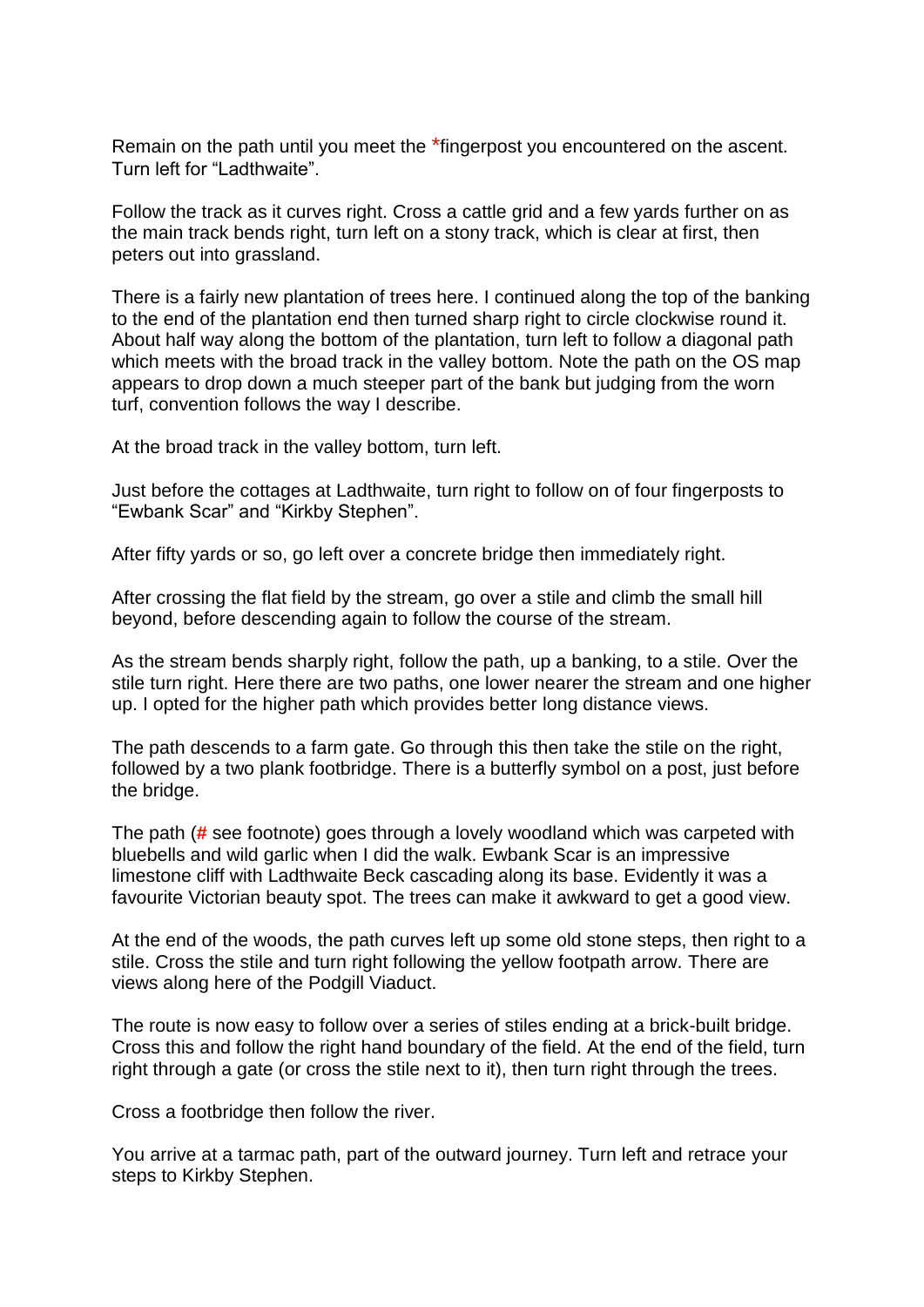Remain on the path until you meet the *fingerpost you encountered on the ascent. Turn left for “Ladthwaite”.

Follow the track as it curves right. Cross a cattle grid and a few yards further on as the main track bends right, turn left on a stony track, which is clear at first, then peters out into grassland.

There is a fairly new plantation of trees here. I continued along the top of the banking to the end of the plantation end then turned sharp right to circle clockwise round it. About half way along the bottom of the plantation, turn left to follow a diagonal path which meets with the broad track in the valley bottom. Note the path on the OS map appears to drop down a much steeper part of the bank but judging from the worn turf, convention follows the way I describe.

At the broad track in the valley bottom, turn left.

Just before the cottages at Ladthwaite, turn right to follow on of four fingerposts to “Ewbank Scar” and “Kirkby Stephen”.

After fifty yards or so, go left over a concrete bridge then immediately right.

After crossing the flat field by the stream, go over a stile and climb the small hill beyond, before descending again to follow the course of the stream.

As the stream bends sharply right, follow the path, up a banking, to a stile. Over the stile turn right. Here there are two paths, one lower nearer the stream and one higher up. I opted for the higher path which provides better long distance views.

The path descends to a farm gate. Go through this then take the stile on the right, followed by a two plank footbridge. There is a butterfly symbol on a post, just before the bridge.

The path (# see footnote) goes through a lovely woodland which was carpeted with bluebells and wild garlic when I did the walk. Ewbank Scar is an impressive limestone cliff with Ladthwaite Beck cascading along its base. Evidently it was a favourite Victorian beauty spot. The trees can make it awkward to get a good view.

At the end of the woods, the path curves left up some old stone steps, then right to a stile. Cross the stile and turn right following the yellow footpath arrow. There are views along here of the Podgill Viaduct.

The route is now easy to follow over a series of stiles ending at a brick-built bridge. Cross this and follow the right hand boundary of the field. At the end of the field, turn right through a gate (or cross the stile next to it), then turn right through the trees.

Cross a footbridge then follow the river.

You arrive at a tarmac path, part of the outward journey. Turn left and retrace your steps to Kirkby Stephen.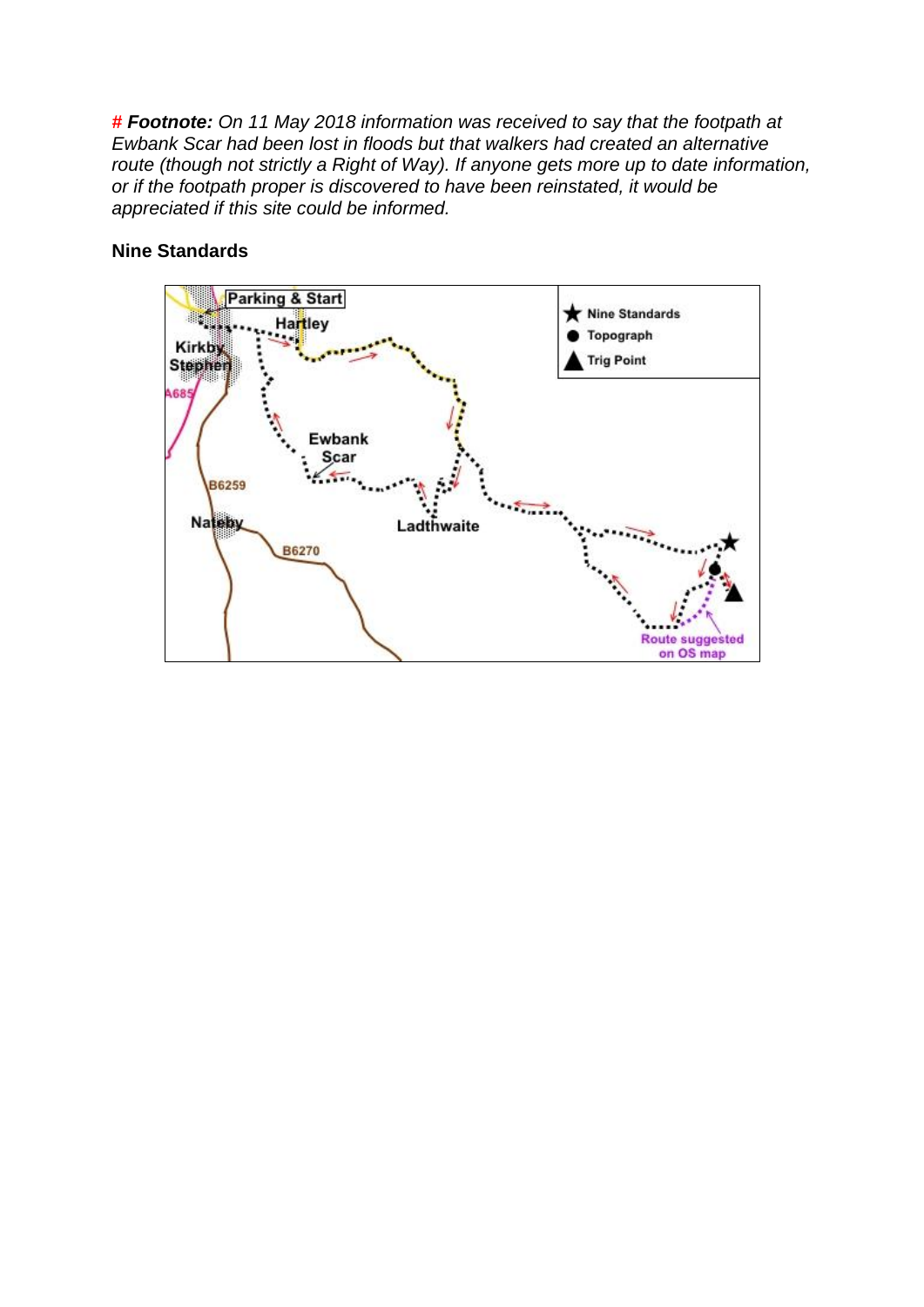# ***Footnote:*** *On 11 May 2018 information was received to say that the footpath at Ewbank Scar had been lost in floods but that walkers had created an alternative route (though not strictly a Right of Way). If anyone gets more up to date information, or if the footpath proper is discovered to have been reinstated, it would be appreciated if this site could be informed.*

**Nine Standards**

Parking & Start
Hartley
Kirkby Stephen
A685
B6259
Nateby
B6270
Ewbank Scar
Ladthwaite
Nine Standards
Topograph
Trig Point
Route suggested on OS map